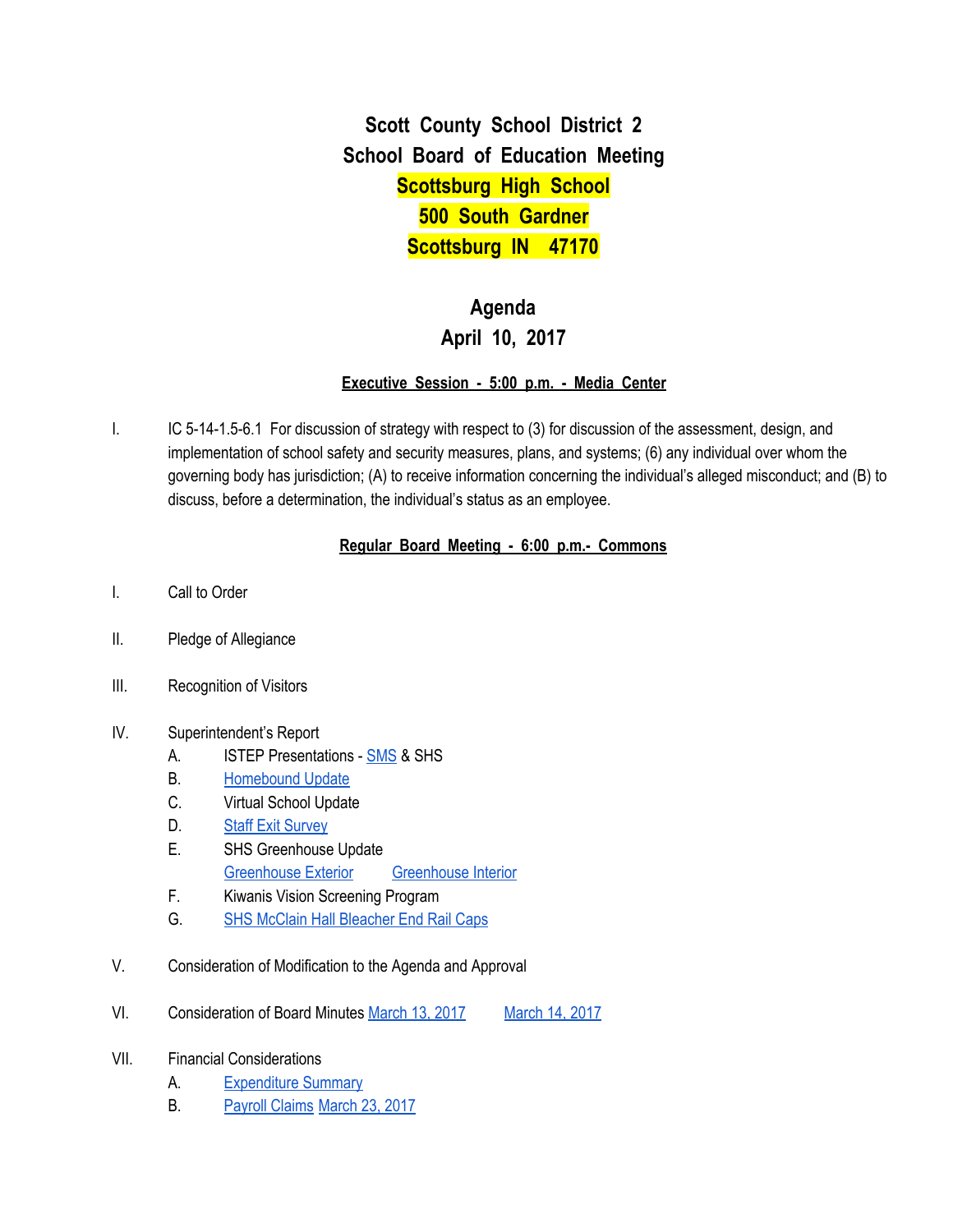# Scott County School District 2
## School Board of Education Meeting
## Scottsburg High School
## 500 South Gardner
## Scottsburg IN 47170

## Agenda
## April 10, 2017

**Executive Session - 5:00 p.m. - Media Center**

I. IC 5-14-1.5-6.1 For discussion of strategy with respect to (3) for discussion of the assessment, design, and implementation of school safety and security measures, plans, and systems; (6) any individual over whom the governing body has jurisdiction; (A) to receive information concerning the individual's alleged misconduct; and (B) to discuss, before a determination, the individual's status as an employee.

**Regular Board Meeting - 6:00 p.m.- Commons**

I. Call to Order

II. Pledge of Allegiance

III. Recognition of Visitors

IV. Superintendent's Report
   - A. ISTEP Presentations - SMS & SHS
   - B. Homebound Update
   - C. Virtual School Update
   - D. Staff Exit Survey
   - E. SHS Greenhouse Update
     Greenhouse Exterior     Greenhouse Interior
   - F. Kiwanis Vision Screening Program
   - G. SHS McClain Hall Bleacher End Rail Caps

V. Consideration of Modification to the Agenda and Approval

VI. Consideration of Board Minutes March 13, 2017     March 14, 2017

VII. Financial Considerations
   - A. Expenditure Summary
   - B. Payroll Claims March 23, 2017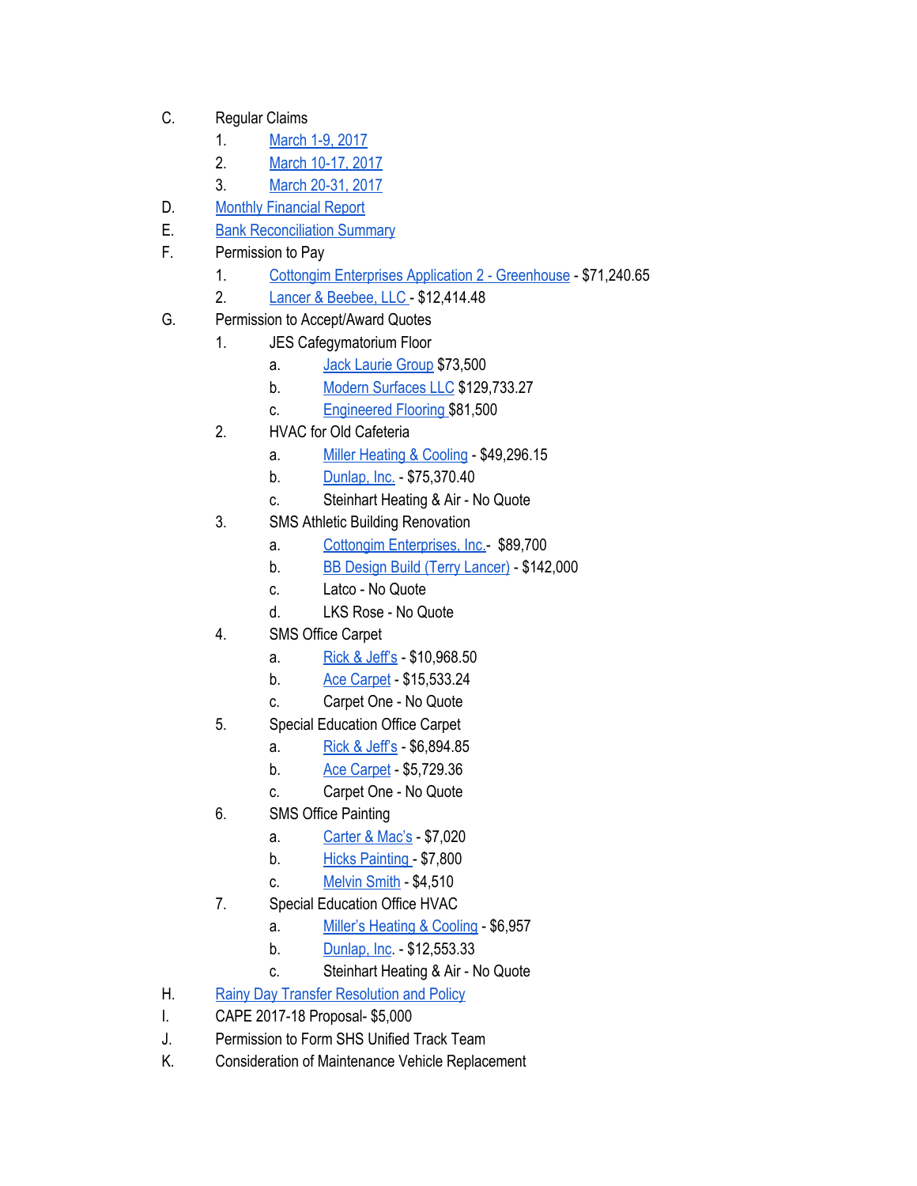C. Regular Claims
   1. March 1-9, 2017
   2. March 10-17, 2017
   3. March 20-31, 2017

D. Monthly Financial Report

E. Bank Reconciliation Summary

F. Permission to Pay
   1. Cottongim Enterprises Application 2 - Greenhouse - $71,240.65
   2. Lancer & Beebee, LLC - $12,414.48

G. Permission to Accept/Award Quotes
   1. JES Cafegymatorium Floor
      a. Jack Laurie Group $73,500
      b. Modern Surfaces LLC $129,733.27
      c. Engineered Flooring $81,500
   2. HVAC for Old Cafeteria
      a. Miller Heating & Cooling - $49,296.15
      b. Dunlap, Inc. - $75,370.40
      c. Steinhart Heating & Air - No Quote
   3. SMS Athletic Building Renovation
      a. Cottongim Enterprises, Inc.- $89,700
      b. BB Design Build (Terry Lancer) - $142,000
      c. Latco - No Quote
      d. LKS Rose - No Quote
   4. SMS Office Carpet
      a. Rick & Jeff's - $10,968.50
      b. Ace Carpet - $15,533.24
      c. Carpet One - No Quote
   5. Special Education Office Carpet
      a. Rick & Jeff's - $6,894.85
      b. Ace Carpet - $5,729.36
      c. Carpet One - No Quote
   6. SMS Office Painting
      a. Carter & Mac's - $7,020
      b. Hicks Painting - $7,800
      c. Melvin Smith - $4,510
   7. Special Education Office HVAC
      a. Miller's Heating & Cooling - $6,957
      b. Dunlap, Inc. - $12,553.33
      c. Steinhart Heating & Air - No Quote

H. Rainy Day Transfer Resolution and Policy

I. CAPE 2017-18 Proposal- $5,000

J. Permission to Form SHS Unified Track Team

K. Consideration of Maintenance Vehicle Replacement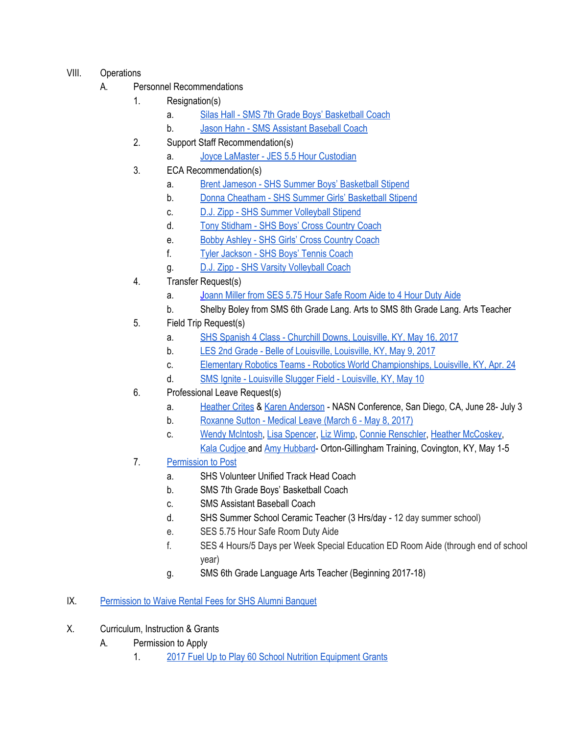VIII. Operations

A. Personnel Recommendations

1. Resignation(s)
   a. Silas Hall - SMS 7th Grade Boys' Basketball Coach
   b. Jason Hahn - SMS Assistant Baseball Coach
2. Support Staff Recommendation(s)
   a. Joyce LaMaster - JES 5.5 Hour Custodian
3. ECA Recommendation(s)
   a. Brent Jameson - SHS Summer Boys' Basketball Stipend
   b. Donna Cheatham - SHS Summer Girls' Basketball Stipend
   c. D.J. Zipp - SHS Summer Volleyball Stipend
   d. Tony Stidham - SHS Boys' Cross Country Coach
   e. Bobby Ashley - SHS Girls' Cross Country Coach
   f. Tyler Jackson - SHS Boys' Tennis Coach
   g. D.J. Zipp - SHS Varsity Volleyball Coach
4. Transfer Request(s)
   a. Joann Miller from SES 5.75 Hour Safe Room Aide to 4 Hour Duty Aide
   b. Shelby Boley from SMS 6th Grade Lang. Arts to SMS 8th Grade Lang. Arts Teacher
5. Field Trip Request(s)
   a. SHS Spanish 4 Class - Churchill Downs, Louisville, KY, May 16, 2017
   b. LES 2nd Grade - Belle of Louisville, Louisville, KY, May 9, 2017
   c. Elementary Robotics Teams - Robotics World Championships, Louisville, KY, Apr. 24
   d. SMS Ignite - Louisville Slugger Field - Louisville, KY, May 10
6. Professional Leave Request(s)
   a. Heather Crites & Karen Anderson - NASN Conference, San Diego, CA, June 28- July 3
   b. Roxanne Sutton - Medical Leave (March 6 - May 8, 2017)
   c. Wendy McIntosh, Lisa Spencer, Liz Wimp, Connie Renschler, Heather McCoskey, Kala Cudjoe and Amy Hubbard- Orton-Gillingham Training, Covington, KY, May 1-5
7. Permission to Post
   a. SHS Volunteer Unified Track Head Coach
   b. SMS 7th Grade Boys' Basketball Coach
   c. SMS Assistant Baseball Coach
   d. SHS Summer School Ceramic Teacher (3 Hrs/day - 12 day summer school)
   e. SES 5.75 Hour Safe Room Duty Aide
   f. SES 4 Hours/5 Days per Week Special Education ED Room Aide (through end of school year)
   g. SMS 6th Grade Language Arts Teacher (Beginning 2017-18)

IX. Permission to Waive Rental Fees for SHS Alumni Banquet

X. Curriculum, Instruction & Grants

A. Permission to Apply

1. 2017 Fuel Up to Play 60 School Nutrition Equipment Grants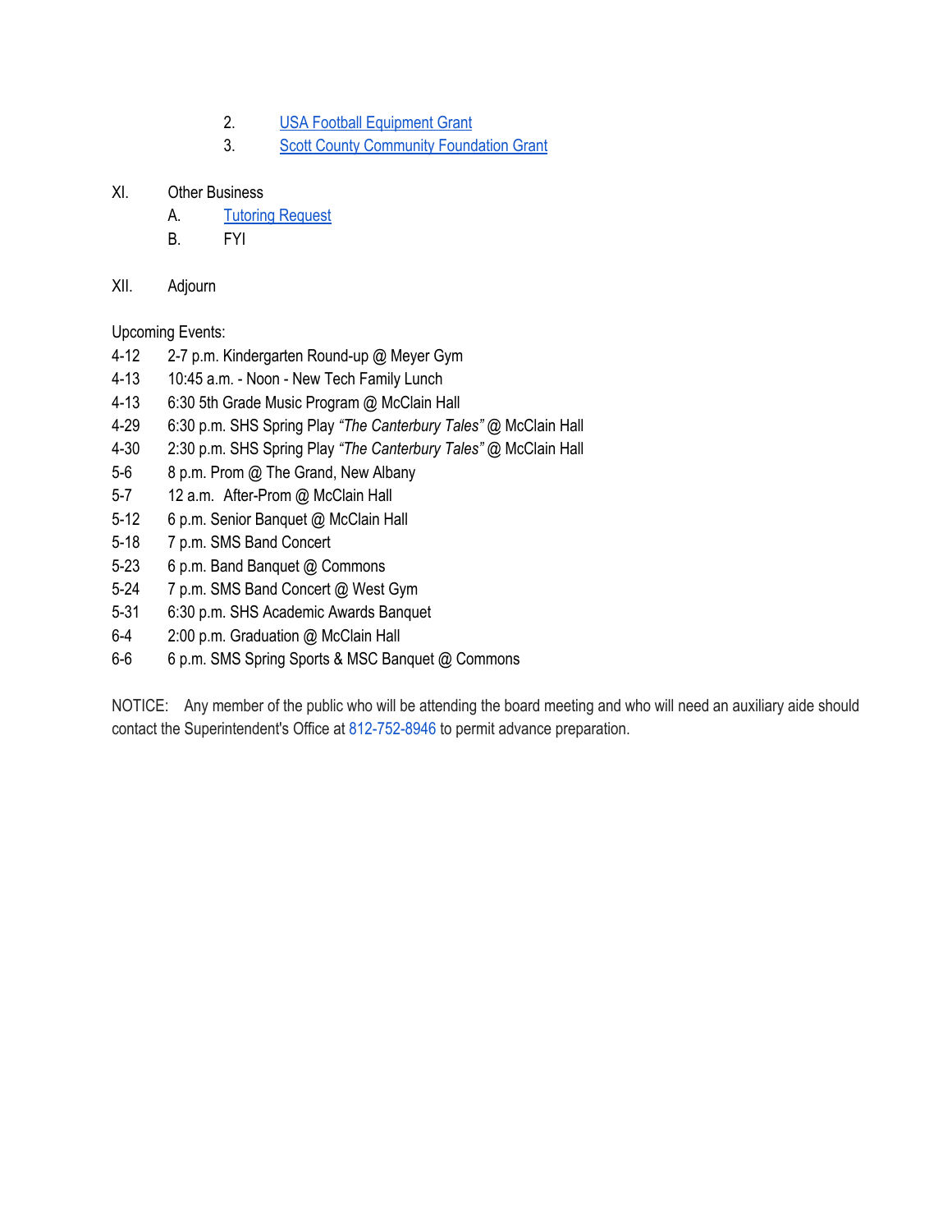2. USA Football Equipment Grant
3. Scott County Community Foundation Grant

XI. Other Business

A. Tutoring Request

B. FYI

XII. Adjourn

Upcoming Events:

4-12 2-7 p.m. Kindergarten Round-up @ Meyer Gym
4-13 10:45 a.m. - Noon - New Tech Family Lunch
4-13 6:30 5th Grade Music Program @ McClain Hall
4-29 6:30 p.m. SHS Spring Play *"The Canterbury Tales"* @ McClain Hall
4-30 2:30 p.m. SHS Spring Play *"The Canterbury Tales"* @ McClain Hall
5-6 8 p.m. Prom @ The Grand, New Albany
5-7 12 a.m. After-Prom @ McClain Hall
5-12 6 p.m. Senior Banquet @ McClain Hall
5-18 7 p.m. SMS Band Concert
5-23 6 p.m. Band Banquet @ Commons
5-24 7 p.m. SMS Band Concert @ West Gym
5-31 6:30 p.m. SHS Academic Awards Banquet
6-4 2:00 p.m. Graduation @ McClain Hall
6-6 6 p.m. SMS Spring Sports & MSC Banquet @ Commons

NOTICE: Any member of the public who will be attending the board meeting and who will need an auxiliary aide should contact the Superintendent's Office at 812-752-8946 to permit advance preparation.